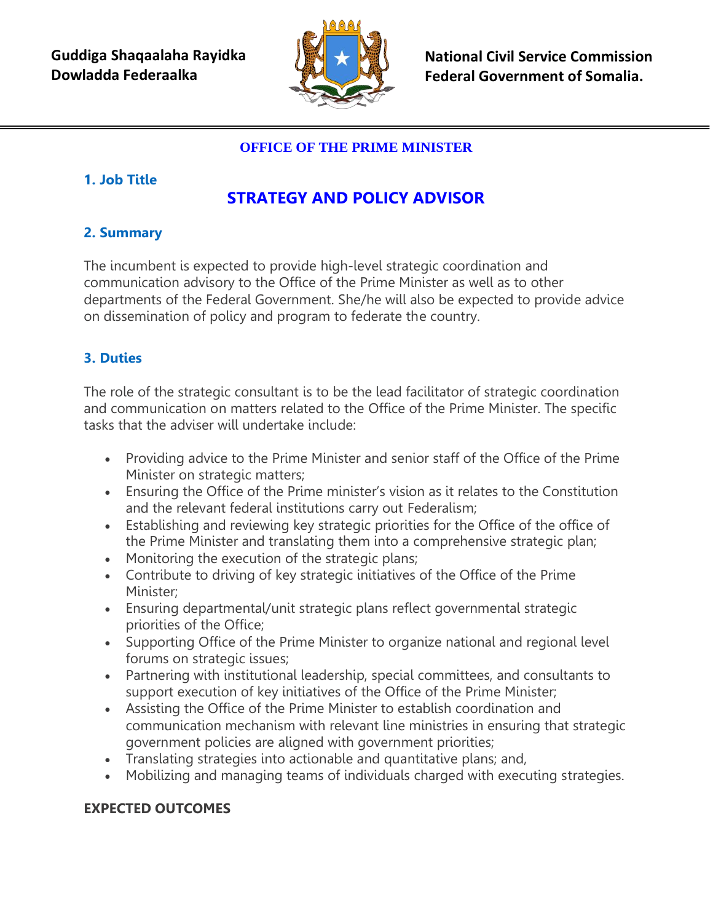**Guddiga Shaqaalaha Rayidka**
**Dowladda Federaalka**

**National Civil Service Commission**
**Federal Government of Somalia.**

**OFFICE OF THE PRIME MINISTER**

## 1. Job Title

# STRATEGY AND POLICY ADVISOR

## 2. Summary

The incumbent is expected to provide high-level strategic coordination and communication advisory to the Office of the Prime Minister as well as to other departments of the Federal Government. She/he will also be expected to provide advice on dissemination of policy and program to federate the country.

## 3. Duties

The role of the strategic consultant is to be the lead facilitator of strategic coordination and communication on matters related to the Office of the Prime Minister. The specific tasks that the adviser will undertake include:

- Providing advice to the Prime Minister and senior staff of the Office of the Prime Minister on strategic matters;
- Ensuring the Office of the Prime minister's vision as it relates to the Constitution and the relevant federal institutions carry out Federalism;
- Establishing and reviewing key strategic priorities for the Office of the office of the Prime Minister and translating them into a comprehensive strategic plan;
- Monitoring the execution of the strategic plans;
- Contribute to driving of key strategic initiatives of the Office of the Prime Minister;
- Ensuring departmental/unit strategic plans reflect governmental strategic priorities of the Office;
- Supporting Office of the Prime Minister to organize national and regional level forums on strategic issues;
- Partnering with institutional leadership, special committees, and consultants to support execution of key initiatives of the Office of the Prime Minister;
- Assisting the Office of the Prime Minister to establish coordination and communication mechanism with relevant line ministries in ensuring that strategic government policies are aligned with government priorities;
- Translating strategies into actionable and quantitative plans; and,
- Mobilizing and managing teams of individuals charged with executing strategies.

**EXPECTED OUTCOMES**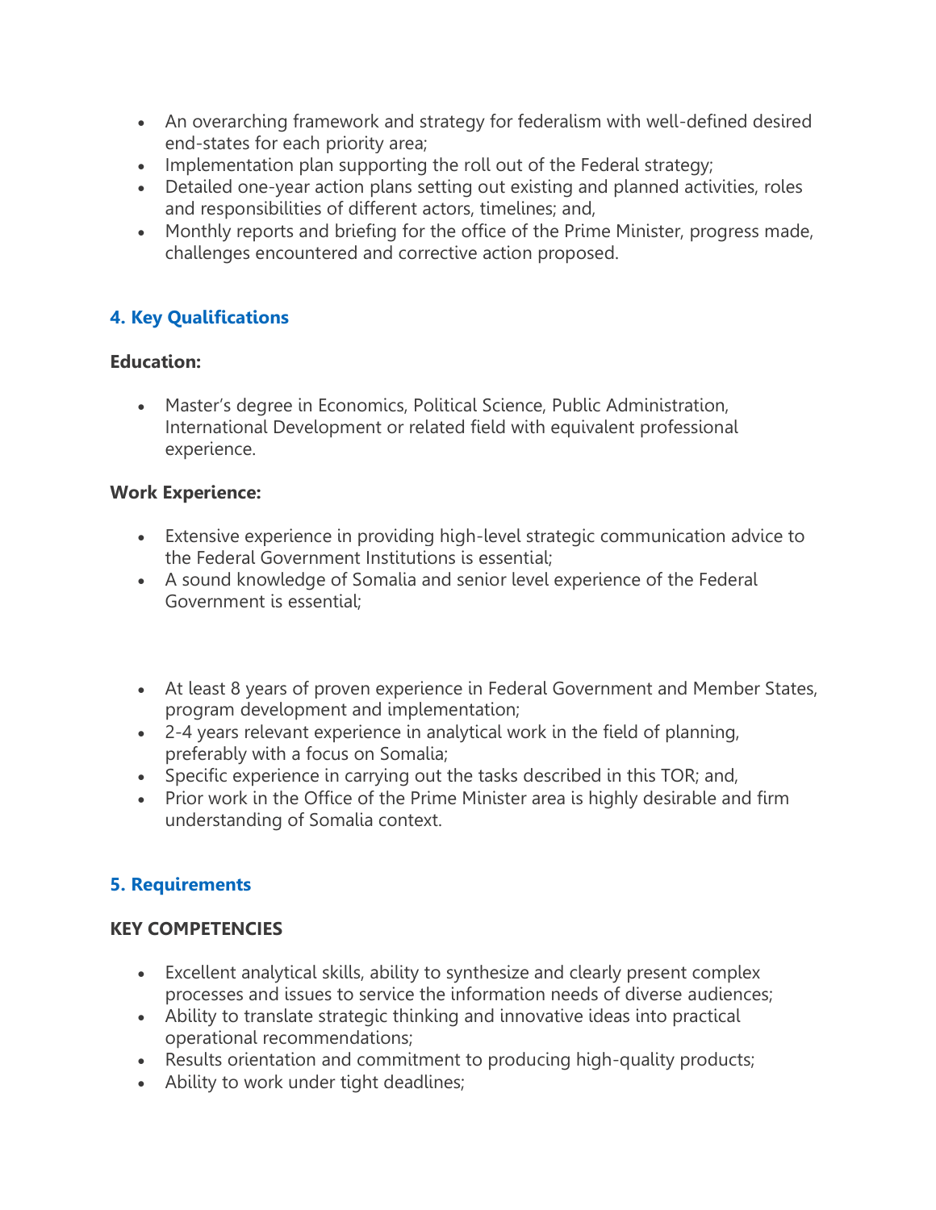- An overarching framework and strategy for federalism with well-defined desired end-states for each priority area;
- Implementation plan supporting the roll out of the Federal strategy;
- Detailed one-year action plans setting out existing and planned activities, roles and responsibilities of different actors, timelines; and,
- Monthly reports and briefing for the office of the Prime Minister, progress made, challenges encountered and corrective action proposed.

## 4. Key Qualifications

**Education:**

- Master's degree in Economics, Political Science, Public Administration, International Development or related field with equivalent professional experience.

**Work Experience:**

- Extensive experience in providing high-level strategic communication advice to the Federal Government Institutions is essential;
- A sound knowledge of Somalia and senior level experience of the Federal Government is essential;

- At least 8 years of proven experience in Federal Government and Member States, program development and implementation;
- 2-4 years relevant experience in analytical work in the field of planning, preferably with a focus on Somalia;
- Specific experience in carrying out the tasks described in this TOR; and,
- Prior work in the Office of the Prime Minister area is highly desirable and firm understanding of Somalia context.

## 5. Requirements

**KEY COMPETENCIES**

- Excellent analytical skills, ability to synthesize and clearly present complex processes and issues to service the information needs of diverse audiences;
- Ability to translate strategic thinking and innovative ideas into practical operational recommendations;
- Results orientation and commitment to producing high-quality products;
- Ability to work under tight deadlines;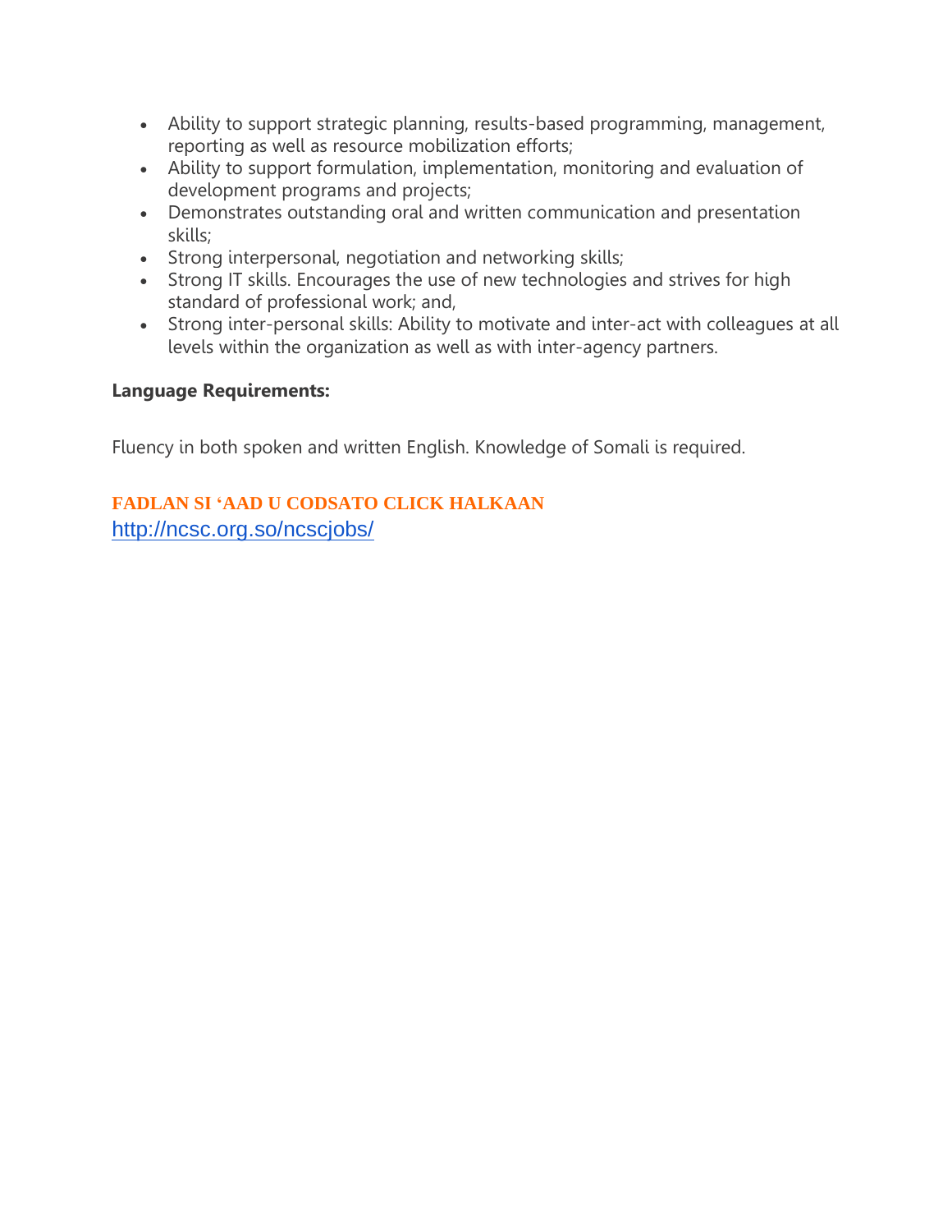- Ability to support strategic planning, results-based programming, management, reporting as well as resource mobilization efforts;
- Ability to support formulation, implementation, monitoring and evaluation of development programs and projects;
- Demonstrates outstanding oral and written communication and presentation skills;
- Strong interpersonal, negotiation and networking skills;
- Strong IT skills. Encourages the use of new technologies and strives for high standard of professional work; and,
- Strong inter-personal skills: Ability to motivate and inter-act with colleagues at all levels within the organization as well as with inter-agency partners.

**Language Requirements:**

Fluency in both spoken and written English. Knowledge of Somali is required.

**FADLAN SI 'AAD U CODSATO CLICK HALKAAN**

http://ncsc.org.so/ncscjobs/